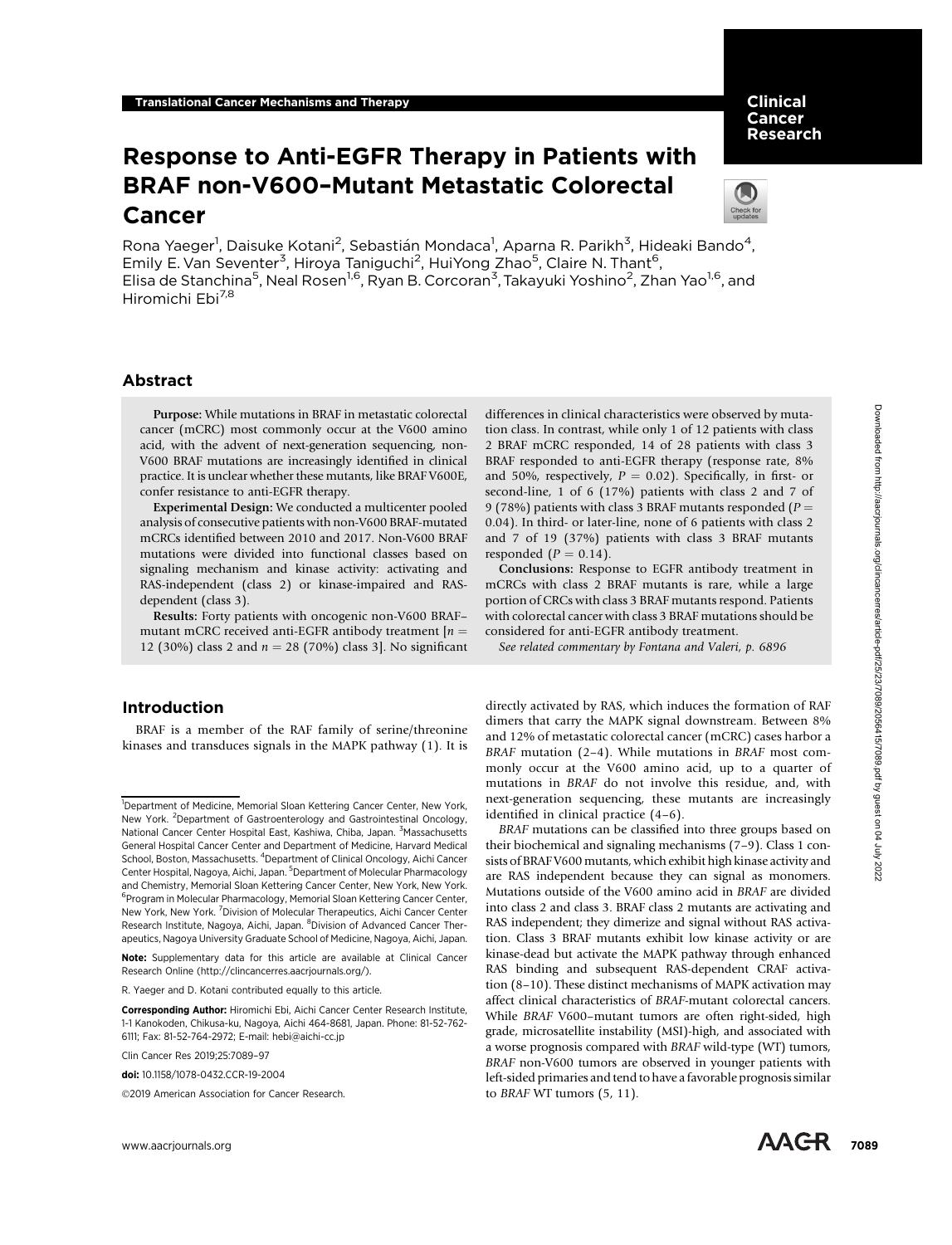Translational Cancer Mechanisms and Therapy

# Response to Anti-EGFR Therapy in Patients with BRAF non-V600–Mutant Metastatic Colorectal Cancer

Rona Yaeger[1], Daisuke Kotani[2], Sebastián Mondaca[1], Aparna R. Parikh[3], Hideaki Bando[4], Emily E. Van Seventer[3], Hiroya Taniguchi[2], HuiYong Zhao[5], Claire N. Thant[6], Elisa de Stanchina[5], Neal Rosen[1,6], Ryan B. Corcoran[3], Takayuki Yoshino[2], Zhan Yao[1,6], and Hiromichi Ebi[7,8]

## Abstract

**Purpose:** While mutations in BRAF in metastatic colorectal cancer (mCRC) most commonly occur at the V600 amino acid, with the advent of next-generation sequencing, non-V600 BRAF mutations are increasingly identified in clinical practice. It is unclear whether these mutants, like BRAF V600E, confer resistance to anti-EGFR therapy.

**Experimental Design:** We conducted a multicenter pooled analysis of consecutive patients with non-V600 BRAF-mutated mCRCs identified between 2010 and 2017. Non-V600 BRAF mutations were divided into functional classes based on signaling mechanism and kinase activity: activating and RAS-independent (class 2) or kinase-impaired and RAS-dependent (class 3).

**Results:** Forty patients with oncogenic non-V600 BRAF–mutant mCRC received anti-EGFR antibody treatment [$n = 12$ (30%) class 2 and $n = 28$ (70%) class 3]. No significant differences in clinical characteristics were observed by mutation class. In contrast, while only 1 of 12 patients with class 2 BRAF mCRC responded, 14 of 28 patients with class 3 BRAF responded to anti-EGFR therapy (response rate, 8% and 50%, respectively, $P = 0.02$). Specifically, in first- or second-line, 1 of 6 (17%) patients with class 2 and 7 of 9 (78%) patients with class 3 BRAF mutants responded ($P = 0.04$). In third- or later-line, none of 6 patients with class 2 and 7 of 19 (37%) patients with class 3 BRAF mutants responded ($P = 0.14$).

**Conclusions:** Response to EGFR antibody treatment in mCRCs with class 2 BRAF mutants is rare, while a large portion of CRCs with class 3 BRAF mutants respond. Patients with colorectal cancer with class 3 BRAF mutations should be considered for anti-EGFR antibody treatment.

*See related commentary by Fontana and Valeri, p. 6896*

## Introduction

BRAF is a member of the RAF family of serine/threonine kinases and transduces signals in the MAPK pathway (1). It is directly activated by RAS, which induces the formation of RAF dimers that carry the MAPK signal downstream. Between 8% and 12% of metastatic colorectal cancer (mCRC) cases harbor a *BRAF* mutation (2–4). While mutations in *BRAF* most commonly occur at the V600 amino acid, up to a quarter of mutations in *BRAF* do not involve this residue, and, with next-generation sequencing, these mutants are increasingly identified in clinical practice (4–6).

*BRAF* mutations can be classified into three groups based on their biochemical and signaling mechanisms (7–9). Class 1 consists of BRAF V600 mutants, which exhibit high kinase activity and are RAS independent because they can signal as monomers. Mutations outside of the V600 amino acid in *BRAF* are divided into class 2 and class 3. BRAF class 2 mutants are activating and RAS independent; they dimerize and signal without RAS activation. Class 3 BRAF mutants exhibit low kinase activity or are kinase-dead but activate the MAPK pathway through enhanced RAS binding and subsequent RAS-dependent CRAF activation (8–10). These distinct mechanisms of MAPK activation may affect clinical characteristics of *BRAF*-mutant colorectal cancers. While *BRAF* V600–mutant tumors are often right-sided, high grade, microsatellite instability (MSI)-high, and associated with a worse prognosis compared with *BRAF* wild-type (WT) tumors, *BRAF* non-V600 tumors are observed in younger patients with left-sided primaries and tend to have a favorable prognosis similar to *BRAF* WT tumors (5, 11).

---

[1]Department of Medicine, Memorial Sloan Kettering Cancer Center, New York, New York. [2]Department of Gastroenterology and Gastrointestinal Oncology, National Cancer Center Hospital East, Kashiwa, Chiba, Japan. [3]Massachusetts General Hospital Cancer Center and Department of Medicine, Harvard Medical School, Boston, Massachusetts. [4]Department of Clinical Oncology, Aichi Cancer Center Hospital, Nagoya, Aichi, Japan. [5]Department of Molecular Pharmacology and Chemistry, Memorial Sloan Kettering Cancer Center, New York, New York. [6]Program in Molecular Pharmacology, Memorial Sloan Kettering Cancer Center, New York, New York. [7]Division of Molecular Therapeutics, Aichi Cancer Center Research Institute, Nagoya, Aichi, Japan. [8]Division of Advanced Cancer Therapeutics, Nagoya University Graduate School of Medicine, Nagoya, Aichi, Japan.

**Note:** Supplementary data for this article are available at Clinical Cancer Research Online (http://clincancerres.aacrjournals.org/).

R. Yaeger and D. Kotani contributed equally to this article.

**Corresponding Author:** Hiromichi Ebi, Aichi Cancer Center Research Institute, 1-1 Kanokoden, Chikusa-ku, Nagoya, Aichi 464-8681, Japan. Phone: 81-52-762-6111; Fax: 81-52-764-2972; E-mail: hebi@aichi-cc.jp

Clin Cancer Res 2019;25:7089–97

**doi:** 10.1158/1078-0432.CCR-19-2004

©2019 American Association for Cancer Research.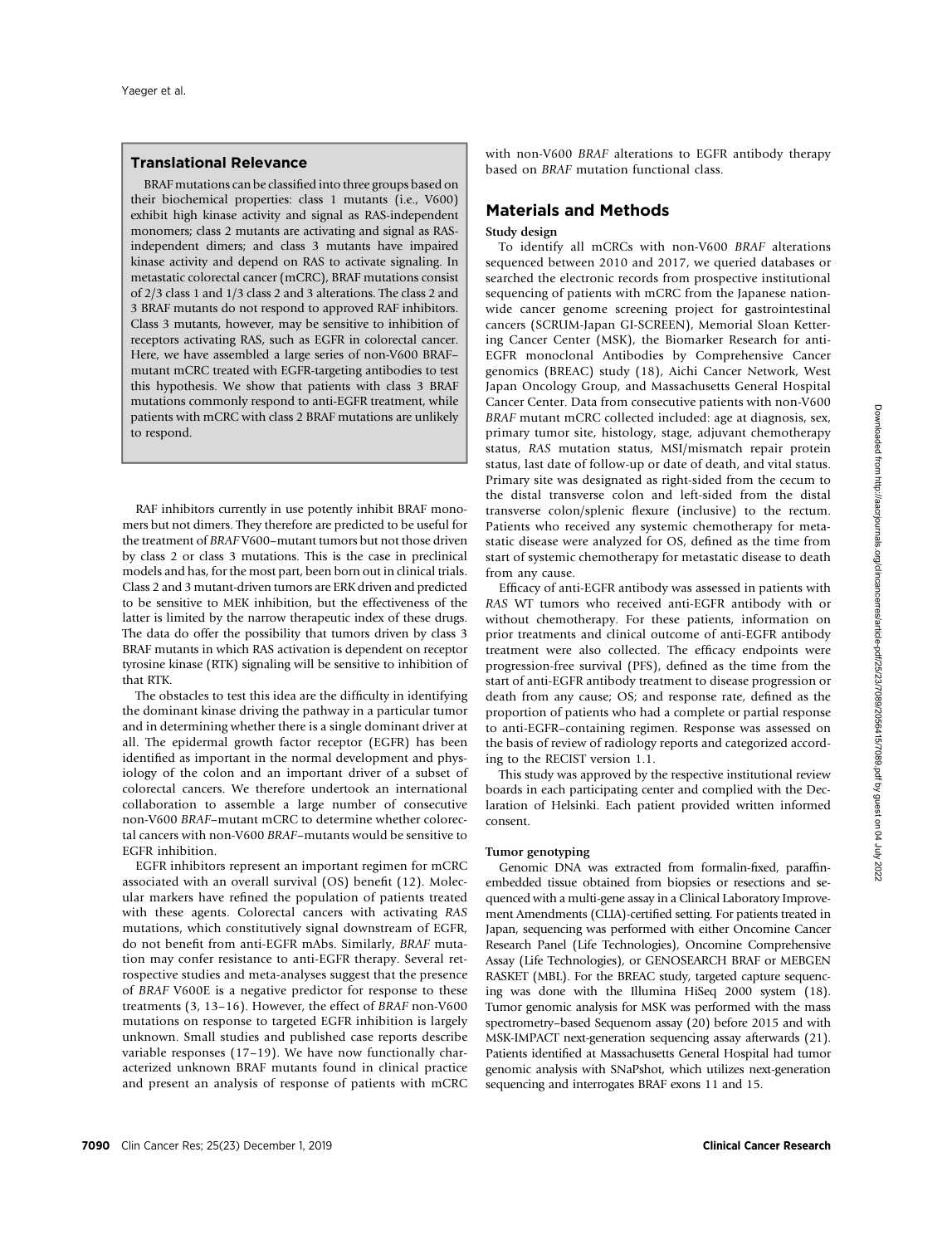## Translational Relevance

BRAF mutations can be classified into three groups based on their biochemical properties: class 1 mutants (i.e., V600) exhibit high kinase activity and signal as RAS-independent monomers; class 2 mutants are activating and signal as RAS-independent dimers; and class 3 mutants have impaired kinase activity and depend on RAS to activate signaling. In metastatic colorectal cancer (mCRC), BRAF mutations consist of 2/3 class 1 and 1/3 class 2 and 3 alterations. The class 2 and 3 BRAF mutants do not respond to approved RAF inhibitors. Class 3 mutants, however, may be sensitive to inhibition of receptors activating RAS, such as EGFR in colorectal cancer. Here, we have assembled a large series of non-V600 BRAF–mutant mCRC treated with EGFR-targeting antibodies to test this hypothesis. We show that patients with class 3 BRAF mutations commonly respond to anti-EGFR treatment, while patients with mCRC with class 2 BRAF mutations are unlikely to respond.

RAF inhibitors currently in use potently inhibit BRAF monomers but not dimers. They therefore are predicted to be useful for the treatment of *BRAF* V600–mutant tumors but not those driven by class 2 or class 3 mutations. This is the case in preclinical models and has, for the most part, been born out in clinical trials. Class 2 and 3 mutant-driven tumors are ERK driven and predicted to be sensitive to MEK inhibition, but the effectiveness of the latter is limited by the narrow therapeutic index of these drugs. The data do offer the possibility that tumors driven by class 3 BRAF mutants in which RAS activation is dependent on receptor tyrosine kinase (RTK) signaling will be sensitive to inhibition of that RTK.

The obstacles to test this idea are the difficulty in identifying the dominant kinase driving the pathway in a particular tumor and in determining whether there is a single dominant driver at all. The epidermal growth factor receptor (EGFR) has been identified as important in the normal development and physiology of the colon and an important driver of a subset of colorectal cancers. We therefore undertook an international collaboration to assemble a large number of consecutive non-V600 *BRAF*–mutant mCRC to determine whether colorectal cancers with non-V600 *BRAF*–mutants would be sensitive to EGFR inhibition.

EGFR inhibitors represent an important regimen for mCRC associated with an overall survival (OS) benefit (12). Molecular markers have refined the population of patients treated with these agents. Colorectal cancers with activating *RAS* mutations, which constitutively signal downstream of EGFR, do not benefit from anti-EGFR mAbs. Similarly, *BRAF* mutation may confer resistance to anti-EGFR therapy. Several retrospective studies and meta-analyses suggest that the presence of *BRAF* V600E is a negative predictor for response to these treatments (3, 13–16). However, the effect of *BRAF* non-V600 mutations on response to targeted EGFR inhibition is largely unknown. Small studies and published case reports describe variable responses (17–19). We have now functionally characterized unknown BRAF mutants found in clinical practice and present an analysis of response of patients with mCRC with non-V600 *BRAF* alterations to EGFR antibody therapy based on *BRAF* mutation functional class.

## Materials and Methods

### Study design

To identify all mCRCs with non-V600 *BRAF* alterations sequenced between 2010 and 2017, we queried databases or searched the electronic records from prospective institutional sequencing of patients with mCRC from the Japanese nationwide cancer genome screening project for gastrointestinal cancers (SCRUM-Japan GI-SCREEN), Memorial Sloan Kettering Cancer Center (MSK), the Biomarker Research for anti-EGFR monoclonal Antibodies by Comprehensive Cancer genomics (BREAC) study (18), Aichi Cancer Network, West Japan Oncology Group, and Massachusetts General Hospital Cancer Center. Data from consecutive patients with non-V600 *BRAF* mutant mCRC collected included: age at diagnosis, sex, primary tumor site, histology, stage, adjuvant chemotherapy status, *RAS* mutation status, MSI/mismatch repair protein status, last date of follow-up or date of death, and vital status. Primary site was designated as right-sided from the cecum to the distal transverse colon and left-sided from the distal transverse colon/splenic flexure (inclusive) to the rectum. Patients who received any systemic chemotherapy for metastatic disease were analyzed for OS, defined as the time from start of systemic chemotherapy for metastatic disease to death from any cause.

Efficacy of anti-EGFR antibody was assessed in patients with *RAS* WT tumors who received anti-EGFR antibody with or without chemotherapy. For these patients, information on prior treatments and clinical outcome of anti-EGFR antibody treatment were also collected. The efficacy endpoints were progression-free survival (PFS), defined as the time from the start of anti-EGFR antibody treatment to disease progression or death from any cause; OS; and response rate, defined as the proportion of patients who had a complete or partial response to anti-EGFR–containing regimen. Response was assessed on the basis of review of radiology reports and categorized according to the RECIST version 1.1.

This study was approved by the respective institutional review boards in each participating center and complied with the Declaration of Helsinki. Each patient provided written informed consent.

### Tumor genotyping

Genomic DNA was extracted from formalin-fixed, paraffin-embedded tissue obtained from biopsies or resections and sequenced with a multi-gene assay in a Clinical Laboratory Improvement Amendments (CLIA)-certified setting. For patients treated in Japan, sequencing was performed with either Oncomine Cancer Research Panel (Life Technologies), Oncomine Comprehensive Assay (Life Technologies), or GENOSEARCH BRAF or MEBGEN RASKET (MBL). For the BREAC study, targeted capture sequencing was done with the Illumina HiSeq 2000 system (18). Tumor genomic analysis for MSK was performed with the mass spectrometry–based Sequenom assay (20) before 2015 and with MSK-IMPACT next-generation sequencing assay afterwards (21). Patients identified at Massachusetts General Hospital had tumor genomic analysis with SNaPshot, which utilizes next-generation sequencing and interrogates BRAF exons 11 and 15.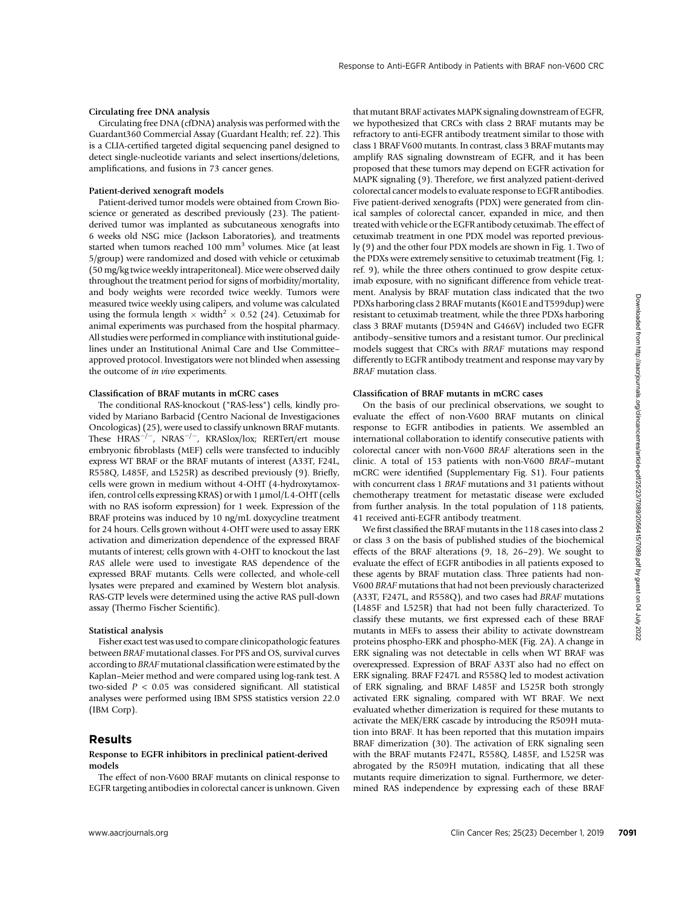**Circulating free DNA analysis**

Circulating free DNA (cfDNA) analysis was performed with the Guardant360 Commercial Assay (Guardant Health; ref. 22). This is a CLIA-certified targeted digital sequencing panel designed to detect single-nucleotide variants and select insertions/deletions, amplifications, and fusions in 73 cancer genes.

**Patient-derived xenograft models**

Patient-derived tumor models were obtained from Crown Bioscience or generated as described previously (23). The patient-derived tumor was implanted as subcutaneous xenografts into 6 weeks old NSG mice (Jackson Laboratories), and treatments started when tumors reached 100 $mm^3$ volumes. Mice (at least 5/group) were randomized and dosed with vehicle or cetuximab (50 mg/kg twice weekly intraperitoneal). Mice were observed daily throughout the treatment period for signs of morbidity/mortality, and body weights were recorded twice weekly. Tumors were measured twice weekly using calipers, and volume was calculated using the formula length $\times$ width$^2$ $\times$ 0.52 (24). Cetuximab for animal experiments was purchased from the hospital pharmacy. All studies were performed in compliance with institutional guidelines under an Institutional Animal Care and Use Committee–approved protocol. Investigators were not blinded when assessing the outcome of *in vivo* experiments.

**Classification of BRAF mutants in mCRC cases**

The conditional RAS-knockout ("RAS-less") cells, kindly provided by Mariano Barbacid (Centro Nacional de Investigaciones Oncologicas) (25), were used to classify unknown BRAF mutants. These $HRAS^{-/-}$, $NRAS^{-/-}$, KRASlox/lox; RERTert/ert mouse embryonic fibroblasts (MEF) cells were transfected to inducibly express WT BRAF or the BRAF mutants of interest (A33T, F24L, R558Q, L485F, and L525R) as described previously (9). Briefly, cells were grown in medium without 4-OHT (4-hydroxytamoxifen, control cells expressing KRAS) or with 1 μmol/L 4-OHT (cells with no RAS isoform expression) for 1 week. Expression of the BRAF proteins was induced by 10 ng/mL doxycycline treatment for 24 hours. Cells grown without 4-OHT were used to assay ERK activation and dimerization dependence of the expressed BRAF mutants of interest; cells grown with 4-OHT to knockout the last *RAS* allele were used to investigate RAS dependence of the expressed BRAF mutants. Cells were collected, and whole-cell lysates were prepared and examined by Western blot analysis. RAS-GTP levels were determined using the active RAS pull-down assay (Thermo Fischer Scientific).

**Statistical analysis**

Fisher exact test was used to compare clinicopathologic features between *BRAF* mutational classes. For PFS and OS, survival curves according to *BRAF* mutational classification were estimated by the Kaplan–Meier method and were compared using log-rank test. A two-sided $P < 0.05$ was considered significant. All statistical analyses were performed using IBM SPSS statistics version 22.0 (IBM Corp).

## Results

**Response to EGFR inhibitors in preclinical patient-derived models**

The effect of non-V600 BRAF mutants on clinical response to EGFR targeting antibodies in colorectal cancer is unknown. Given that mutant BRAF activates MAPK signaling downstream of EGFR, we hypothesized that CRCs with class 2 BRAF mutants may be refractory to anti-EGFR antibody treatment similar to those with class 1 BRAF V600 mutants. In contrast, class 3 BRAF mutants may amplify RAS signaling downstream of EGFR, and it has been proposed that these tumors may depend on EGFR activation for MAPK signaling (9). Therefore, we first analyzed patient-derived colorectal cancer models to evaluate response to EGFR antibodies. Five patient-derived xenografts (PDX) were generated from clinical samples of colorectal cancer, expanded in mice, and then treated with vehicle or the EGFR antibody cetuximab. The effect of cetuximab treatment in one PDX model was reported previously (9) and the other four PDX models are shown in Fig. 1. Two of the PDXs were extremely sensitive to cetuximab treatment (Fig. 1; ref. 9), while the three others continued to grow despite cetuximab exposure, with no significant difference from vehicle treatment. Analysis by BRAF mutation class indicated that the two PDXs harboring class 2 BRAF mutants (K601E and T599dup) were resistant to cetuximab treatment, while the three PDXs harboring class 3 BRAF mutants (D594N and G466V) included two EGFR antibody–sensitive tumors and a resistant tumor. Our preclinical models suggest that CRCs with *BRAF* mutations may respond differently to EGFR antibody treatment and response may vary by *BRAF* mutation class.

**Classification of BRAF mutants in mCRC cases**

On the basis of our preclinical observations, we sought to evaluate the effect of non-V600 BRAF mutants on clinical response to EGFR antibodies in patients. We assembled an international collaboration to identify consecutive patients with colorectal cancer with non-V600 *BRAF* alterations seen in the clinic. A total of 153 patients with non-V600 *BRAF*–mutant mCRC were identified (Supplementary Fig. S1). Four patients with concurrent class 1 *BRAF* mutations and 31 patients without chemotherapy treatment for metastatic disease were excluded from further analysis. In the total population of 118 patients, 41 received anti-EGFR antibody treatment.

We first classified the BRAF mutants in the 118 cases into class 2 or class 3 on the basis of published studies of the biochemical effects of the BRAF alterations (9, 18, 26–29). We sought to evaluate the effect of EGFR antibodies in all patients exposed to these agents by BRAF mutation class. Three patients had non-V600 *BRAF* mutations that had not been previously characterized (A33T, F247L, and R558Q), and two cases had *BRAF* mutations (L485F and L525R) that had not been fully characterized. To classify these mutants, we first expressed each of these BRAF mutants in MEFs to assess their ability to activate downstream proteins phospho-ERK and phospho-MEK (Fig. 2A). A change in ERK signaling was not detectable in cells when WT BRAF was overexpressed. Expression of BRAF A33T also had no effect on ERK signaling. BRAF F247L and R558Q led to modest activation of ERK signaling, and BRAF L485F and L525R both strongly activated ERK signaling, compared with WT BRAF. We next evaluated whether dimerization is required for these mutants to activate the MEK/ERK cascade by introducing the R509H mutation into BRAF. It has been reported that this mutation impairs BRAF dimerization (30). The activation of ERK signaling seen with the BRAF mutants F247L, R558Q, L485F, and L525R was abrogated by the R509H mutation, indicating that all these mutants require dimerization to signal. Furthermore, we determined RAS independence by expressing each of these BRAF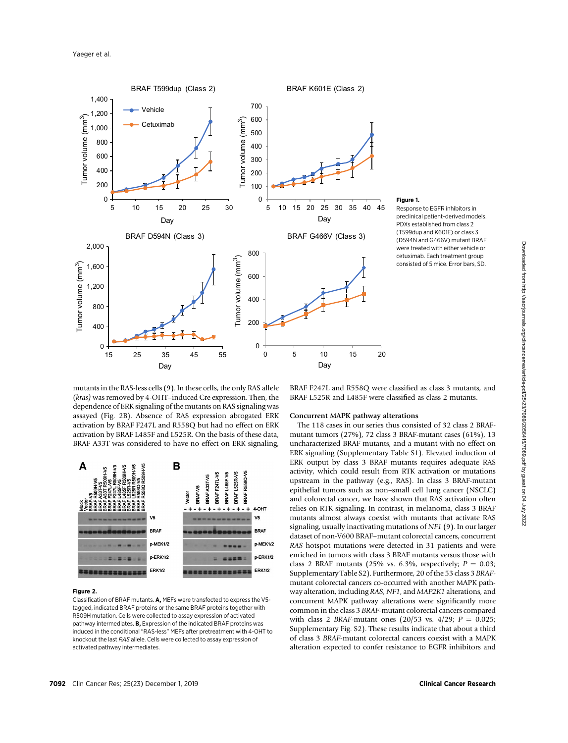**Figure 1.**
Response to EGFR inhibitors in preclinical patient-derived models. PDXs established from class 2 (T599dup and K601E) or class 3 (D594N and G466V) mutant BRAF were treated with either vehicle or cetuximab. Each treatment group consisted of 5 mice. Error bars, SD.

mutants in the RAS-less cells (9). In these cells, the only RAS allele (*kras*) was removed by 4-OHT–induced Cre expression. Then, the dependence of ERK signaling of the mutants on RAS signaling was assayed (Fig. 2B). Absence of RAS expression abrogated ERK activation by BRAF F247L and R558Q but had no effect on ERK activation by BRAF L485F and L525R. On the basis of these data, BRAF A33T was considered to have no effect on ERK signaling, BRAF F247L and R558Q were classified as class 3 mutants, and BRAF L525R and L485F were classified as class 2 mutants.

**Figure 2.**
Classification of BRAF mutants. **A,** MEFs were transfected to express the V5-tagged, indicated BRAF proteins or the same BRAF proteins together with R509H mutation. Cells were collected to assay expression of activated pathway intermediates. **B,** Expression of the indicated BRAF proteins was induced in the conditional "RAS-less" MEFs after pretreatment with 4-OHT to knockout the last *RAS* allele. Cells were collected to assay expression of activated pathway intermediates.

## Concurrent MAPK pathway alterations

The 118 cases in our series thus consisted of 32 class 2 BRAF-mutant tumors (27%), 72 class 3 BRAF-mutant cases (61%), 13 uncharacterized BRAF mutants, and a mutant with no effect on ERK signaling (Supplementary Table S1). Elevated induction of ERK output by class 3 BRAF mutants requires adequate RAS activity, which could result from RTK activation or mutations upstream in the pathway (e.g., RAS). In class 3 BRAF-mutant epithelial tumors such as non–small cell lung cancer (NSCLC) and colorectal cancer, we have shown that RAS activation often relies on RTK signaling. In contrast, in melanoma, class 3 BRAF mutants almost always coexist with mutants that activate RAS signaling, usually inactivating mutations of *NF1* (9). In our larger dataset of non-V600 BRAF–mutant colorectal cancers, concurrent *RAS* hotspot mutations were detected in 31 patients and were enriched in tumors with class 3 BRAF mutants versus those with class 2 BRAF mutants (25% vs. 6.3%, respectively; $P = 0.03$; Supplementary Table S2). Furthermore, 20 of the 53 class 3 *BRAF*-mutant colorectal cancers co-occurred with another MAPK pathway alteration, including *RAS*, *NF1*, and *MAP2K1* alterations, and concurrent MAPK pathway alterations were significantly more common in the class 3 *BRAF*-mutant colorectal cancers compared with class 2 *BRAF*-mutant ones (20/53 vs. 4/29; $P = 0.025$; Supplementary Fig. S2). These results indicate that about a third of class 3 *BRAF*-mutant colorectal cancers coexist with a MAPK alteration expected to confer resistance to EGFR inhibitors and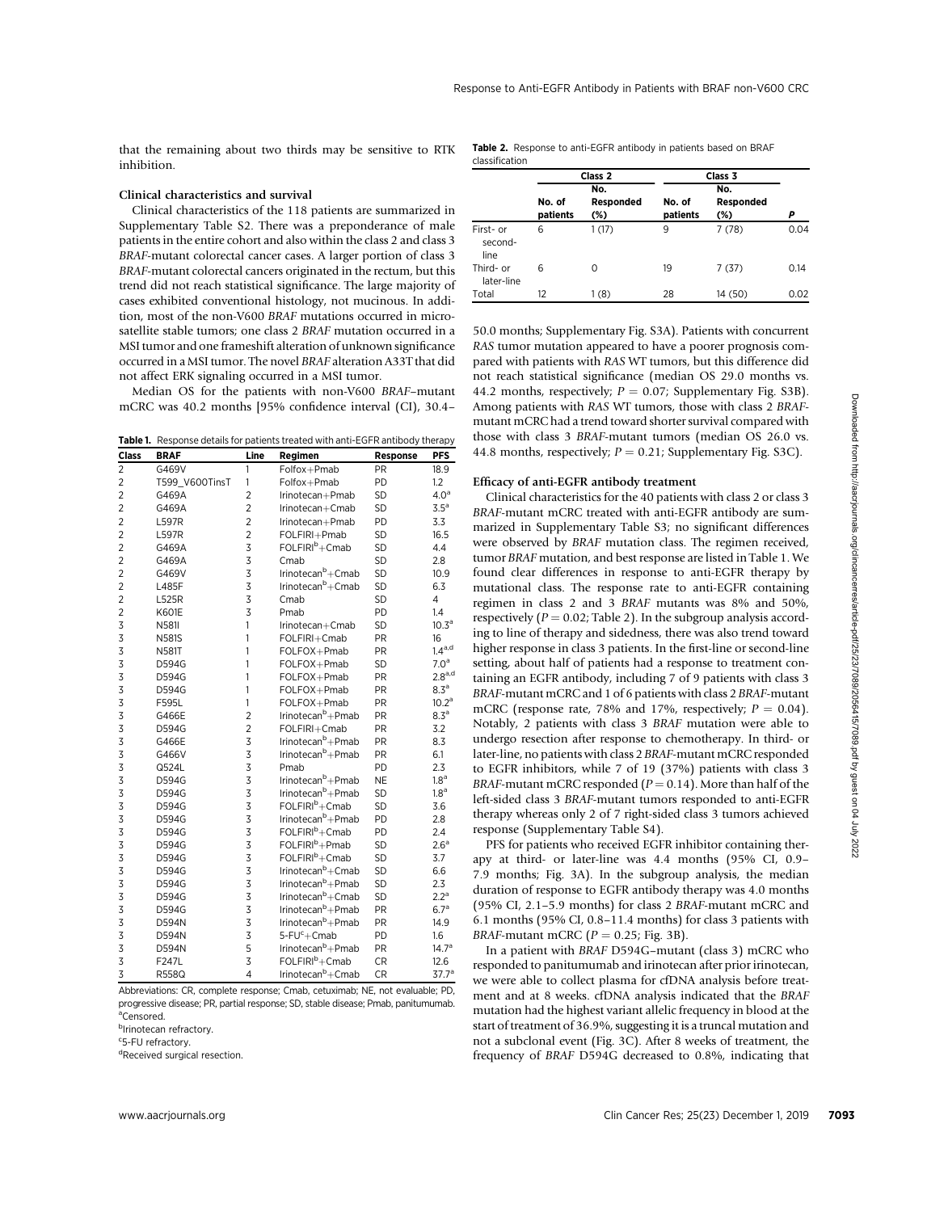that the remaining about two thirds may be sensitive to RTK inhibition.

### Clinical characteristics and survival

Clinical characteristics of the 118 patients are summarized in Supplementary Table S2. There was a preponderance of male patients in the entire cohort and also within the class 2 and class 3 *BRAF*-mutant colorectal cancer cases. A larger portion of class 3 *BRAF*-mutant colorectal cancers originated in the rectum, but this trend did not reach statistical significance. The large majority of cases exhibited conventional histology, not mucinous. In addition, most of the non-V600 *BRAF* mutations occurred in microsatellite stable tumors; one class 2 *BRAF* mutation occurred in a MSI tumor and one frameshift alteration of unknown significance occurred in a MSI tumor. The novel *BRAF* alteration A33T that did not affect ERK signaling occurred in a MSI tumor.

Median OS for the patients with non-V600 *BRAF*–mutant mCRC was 40.2 months [95% confidence interval (CI), 30.4–50.0 months; Supplementary Fig. S3A). Patients with concurrent *RAS* tumor mutation appeared to have a poorer prognosis compared with patients with *RAS* WT tumors, but this difference did not reach statistical significance (median OS 29.0 months vs. 44.2 months, respectively; $P = 0.07$; Supplementary Fig. S3B). Among patients with *RAS* WT tumors, those with class 2 *BRAF*-mutant mCRC had a trend toward shorter survival compared with those with class 3 *BRAF*-mutant tumors (median OS 26.0 vs. 44.8 months, respectively; $P = 0.21$; Supplementary Fig. S3C).

**Table 1.** Response details for patients treated with anti-EGFR antibody therapy

| Class | BRAF | Line | Regimen | Response | PFS |
|---|---|---|---|---|---|
| 2 | G469V | 1 | Folfox+Pmab | PR | 18.9 |
| 2 | T599_V600TinsT | 1 | Folfox+Pmab | PD | 1.2 |
| 2 | G469A | 2 | Irinotecan+Pmab | SD | 4.0[a] |
| 2 | G469A | 2 | Irinotecan+Cmab | SD | 3.5[a] |
| 2 | L597R | 2 | Irinotecan+Pmab | PD | 3.3 |
| 2 | L597R | 2 | FOLFIRI+Pmab | SD | 16.5 |
| 2 | G469A | 3 | FOLFIRI[b]+Cmab | SD | 4.4 |
| 2 | G469A | 3 | Cmab | SD | 2.8 |
| 2 | G469V | 3 | Irinotecan[b]+Cmab | SD | 10.9 |
| 2 | L485F | 3 | Irinotecan[b]+Cmab | SD | 6.3 |
| 2 | L525R | 3 | Cmab | SD | 4 |
| 2 | K601E | 3 | Pmab | PD | 1.4 |
| 3 | N581I | 1 | Irinotecan+Cmab | SD | 10.3[a] |
| 3 | N581S | 1 | FOLFIRI+Cmab | PR | 16 |
| 3 | N581T | 1 | FOLFOX+Pmab | PR | 1.4[a,d] |
| 3 | D594G | 1 | FOLFOX+Pmab | SD | 7.0[a] |
| 3 | D594G | 1 | FOLFOX+Pmab | PR | 2.8[a,d] |
| 3 | D594G | 1 | FOLFOX+Pmab | PR | 8.3[a] |
| 3 | F595L | 1 | FOLFOX+Pmab | PR | 10.2[a] |
| 3 | G466E | 2 | Irinotecan[b]+Pmab | PR | 8.3[a] |
| 3 | D594G | 2 | FOLFIRI+Cmab | PR | 3.2 |
| 3 | G466E | 3 | Irinotecan[b]+Pmab | PR | 8.3 |
| 3 | G466V | 3 | Irinotecan[b]+Pmab | PR | 6.1 |
| 3 | Q524L | 3 | Pmab | PD | 2.3 |
| 3 | D594G | 3 | Irinotecan[b]+Pmab | NE | 1.8[a] |
| 3 | D594G | 3 | Irinotecan[b]+Pmab | SD | 1.8[a] |
| 3 | D594G | 3 | FOLFIRI[b]+Cmab | SD | 3.6 |
| 3 | D594G | 3 | Irinotecan[b]+Pmab | PD | 2.8 |
| 3 | D594G | 3 | FOLFIRI[b]+Cmab | PD | 2.4 |
| 3 | D594G | 3 | FOLFIRI[b]+Pmab | SD | 2.6[a] |
| 3 | D594G | 3 | FOLFIRI[b]+Cmab | SD | 3.7 |
| 3 | D594G | 3 | Irinotecan[b]+Cmab | SD | 6.6 |
| 3 | D594G | 3 | Irinotecan[b]+Pmab | SD | 2.3 |
| 3 | D594G | 3 | Irinotecan[b]+Cmab | SD | 2.2[a] |
| 3 | D594G | 3 | Irinotecan[b]+Pmab | PR | 6.7[a] |
| 3 | D594N | 3 | Irinotecan[b]+Pmab | PR | 14.9 |
| 3 | D594N | 3 | 5-FU[c]+Cmab | PD | 1.6 |
| 3 | D594N | 5 | Irinotecan[b]+Pmab | PR | 14.7[a] |
| 3 | F247L | 3 | FOLFIRI[b]+Cmab | CR | 12.6 |
| 3 | R558Q | 4 | Irinotecan[b]+Cmab | CR | 37.7[a] |

Abbreviations: CR, complete response; Cmab, cetuximab; NE, not evaluable; PD, progressive disease; PR, partial response; SD, stable disease; Pmab, panitumumab.
[a]Censored.
[b]Irinotecan refractory.
[c]5-FU refractory.
[d]Received surgical resection.

**Table 2.** Response to anti-EGFR antibody in patients based on BRAF classification

| | Class 2 | | Class 3 | | |
|---|---|---|---|---|---|
| | No. of patients | No. Responded (%) | No. of patients | No. Responded (%) | *P* |
| First- or second-line | 6 | 1 (17) | 9 | 7 (78) | 0.04 |
| Third- or later-line | 6 | 0 | 19 | 7 (37) | 0.14 |
| Total | 12 | 1 (8) | 28 | 14 (50) | 0.02 |

### Efficacy of anti-EGFR antibody treatment

Clinical characteristics for the 40 patients with class 2 or class 3 *BRAF*-mutant mCRC treated with anti-EGFR antibody are summarized in Supplementary Table S3; no significant differences were observed by *BRAF* mutation class. The regimen received, tumor *BRAF* mutation, and best response are listed in Table 1. We found clear differences in response to anti-EGFR therapy by mutational class. The response rate to anti-EGFR containing regimen in class 2 and 3 *BRAF* mutants was 8% and 50%, respectively ($P = 0.02$; Table 2). In the subgroup analysis according to line of therapy and sidedness, there was also trend toward higher response in class 3 patients. In the first-line or second-line setting, about half of patients had a response to treatment containing an EGFR antibody, including 7 of 9 patients with class 3 *BRAF*-mutant mCRC and 1 of 6 patients with class 2 *BRAF*-mutant mCRC (response rate, 78% and 17%, respectively; $P = 0.04$). Notably, 2 patients with class 3 *BRAF* mutation were able to undergo resection after response to chemotherapy. In third- or later-line, no patients with class 2 *BRAF*-mutant mCRC responded to EGFR inhibitors, while 7 of 19 (37%) patients with class 3 *BRAF*-mutant mCRC responded ($P = 0.14$). More than half of the left-sided class 3 *BRAF*-mutant tumors responded to anti-EGFR therapy whereas only 2 of 7 right-sided class 3 tumors achieved response (Supplementary Table S4).

PFS for patients who received EGFR inhibitor containing therapy at third- or later-line was 4.4 months (95% CI, 0.9–7.9 months; Fig. 3A). In the subgroup analysis, the median duration of response to EGFR antibody therapy was 4.0 months (95% CI, 2.1–5.9 months) for class 2 *BRAF*-mutant mCRC and 6.1 months (95% CI, 0.8–11.4 months) for class 3 patients with *BRAF*-mutant mCRC ($P = 0.25$; Fig. 3B).

In a patient with *BRAF* D594G–mutant (class 3) mCRC who responded to panitumumab and irinotecan after prior irinotecan, we were able to collect plasma for cfDNA analysis before treatment and at 8 weeks. cfDNA analysis indicated that the *BRAF* mutation had the highest variant allelic frequency in blood at the start of treatment of 36.9%, suggesting it is a truncal mutation and not a subclonal event (Fig. 3C). After 8 weeks of treatment, the frequency of *BRAF* D594G decreased to 0.8%, indicating that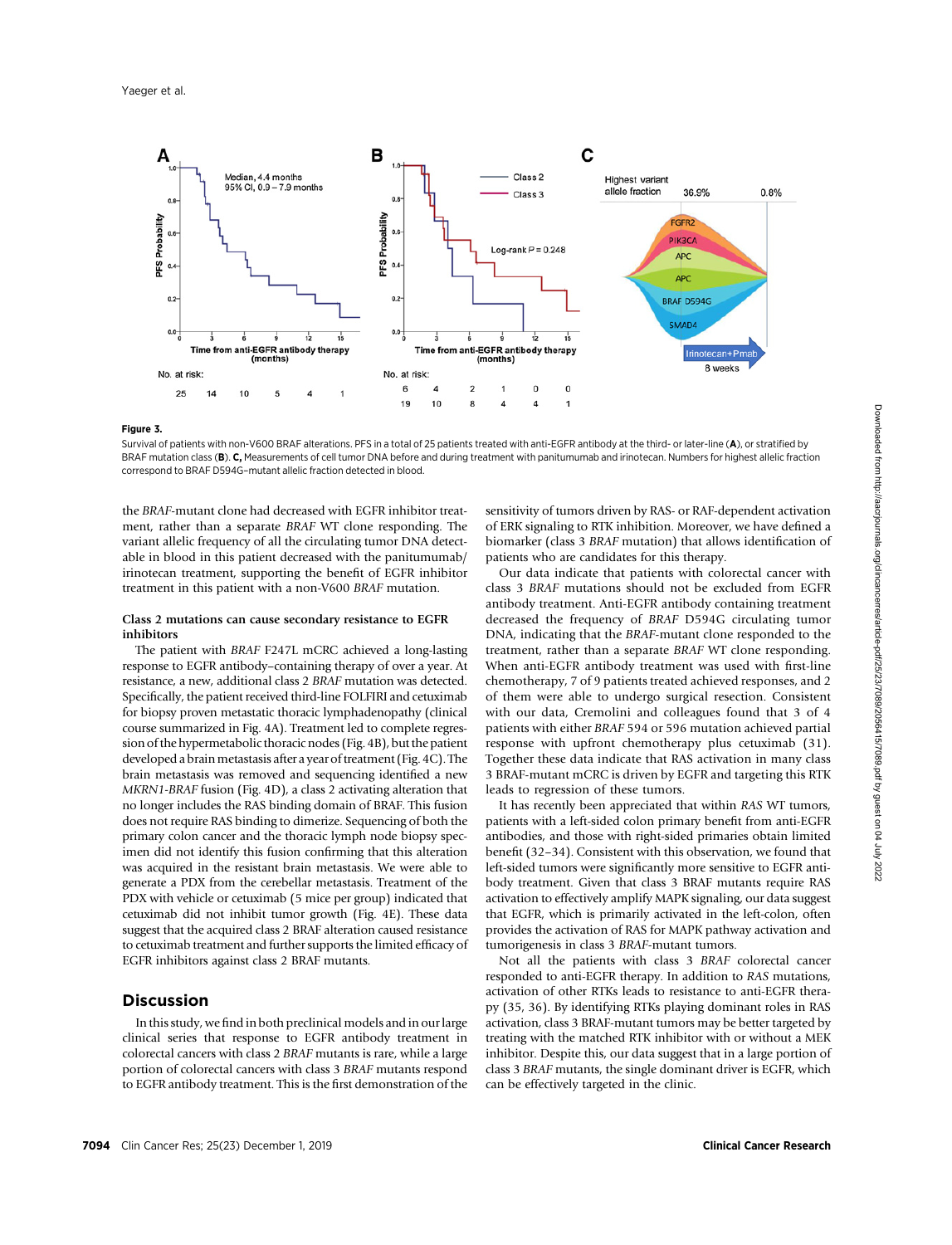**Figure 3.**

Survival of patients with non-V600 BRAF alterations. PFS in a total of 25 patients treated with anti-EGFR antibody at the third- or later-line (**A**), or stratified by BRAF mutation class (**B**). **C,** Measurements of cell tumor DNA before and during treatment with panitumumab and irinotecan. Numbers for highest allelic fraction correspond to BRAF D594G–mutant allelic fraction detected in blood.

the *BRAF*-mutant clone had decreased with EGFR inhibitor treatment, rather than a separate *BRAF* WT clone responding. The variant allelic frequency of all the circulating tumor DNA detectable in blood in this patient decreased with the panitumumab/irinotecan treatment, supporting the benefit of EGFR inhibitor treatment in this patient with a non-V600 *BRAF* mutation.

### Class 2 mutations can cause secondary resistance to EGFR inhibitors

The patient with *BRAF* F247L mCRC achieved a long-lasting response to EGFR antibody–containing therapy of over a year. At resistance, a new, additional class 2 *BRAF* mutation was detected. Specifically, the patient received third-line FOLFIRI and cetuximab for biopsy proven metastatic thoracic lymphadenopathy (clinical course summarized in Fig. 4A). Treatment led to complete regression of the hypermetabolic thoracic nodes (Fig. 4B), but the patient developed a brain metastasis after a year of treatment (Fig. 4C). The brain metastasis was removed and sequencing identified a new *MKRN1-BRAF* fusion (Fig. 4D), a class 2 activating alteration that no longer includes the RAS binding domain of BRAF. This fusion does not require RAS binding to dimerize. Sequencing of both the primary colon cancer and the thoracic lymph node biopsy specimen did not identify this fusion confirming that this alteration was acquired in the resistant brain metastasis. We were able to generate a PDX from the cerebellar metastasis. Treatment of the PDX with vehicle or cetuximab (5 mice per group) indicated that cetuximab did not inhibit tumor growth (Fig. 4E). These data suggest that the acquired class 2 BRAF alteration caused resistance to cetuximab treatment and further supports the limited efficacy of EGFR inhibitors against class 2 BRAF mutants.

## Discussion

In this study, we find in both preclinical models and in our large clinical series that response to EGFR antibody treatment in colorectal cancers with class 2 *BRAF* mutants is rare, while a large portion of colorectal cancers with class 3 *BRAF* mutants respond to EGFR antibody treatment. This is the first demonstration of the sensitivity of tumors driven by RAS- or RAF-dependent activation of ERK signaling to RTK inhibition. Moreover, we have defined a biomarker (class 3 *BRAF* mutation) that allows identification of patients who are candidates for this therapy.

Our data indicate that patients with colorectal cancer with class 3 *BRAF* mutations should not be excluded from EGFR antibody treatment. Anti-EGFR antibody containing treatment decreased the frequency of *BRAF* D594G circulating tumor DNA, indicating that the *BRAF*-mutant clone responded to the treatment, rather than a separate *BRAF* WT clone responding. When anti-EGFR antibody treatment was used with first-line chemotherapy, 7 of 9 patients treated achieved responses, and 2 of them were able to undergo surgical resection. Consistent with our data, Cremolini and colleagues found that 3 of 4 patients with either *BRAF* 594 or 596 mutation achieved partial response with upfront chemotherapy plus cetuximab (31). Together these data indicate that RAS activation in many class 3 BRAF-mutant mCRC is driven by EGFR and targeting this RTK leads to regression of these tumors.

It has recently been appreciated that within *RAS* WT tumors, patients with a left-sided colon primary benefit from anti-EGFR antibodies, and those with right-sided primaries obtain limited benefit (32–34). Consistent with this observation, we found that left-sided tumors were significantly more sensitive to EGFR antibody treatment. Given that class 3 BRAF mutants require RAS activation to effectively amplify MAPK signaling, our data suggest that EGFR, which is primarily activated in the left-colon, often provides the activation of RAS for MAPK pathway activation and tumorigenesis in class 3 *BRAF*-mutant tumors.

Not all the patients with class 3 *BRAF* colorectal cancer responded to anti-EGFR therapy. In addition to *RAS* mutations, activation of other RTKs leads to resistance to anti-EGFR therapy (35, 36). By identifying RTKs playing dominant roles in RAS activation, class 3 BRAF-mutant tumors may be better targeted by treating with the matched RTK inhibitor with or without a MEK inhibitor. Despite this, our data suggest that in a large portion of class 3 *BRAF* mutants, the single dominant driver is EGFR, which can be effectively targeted in the clinic.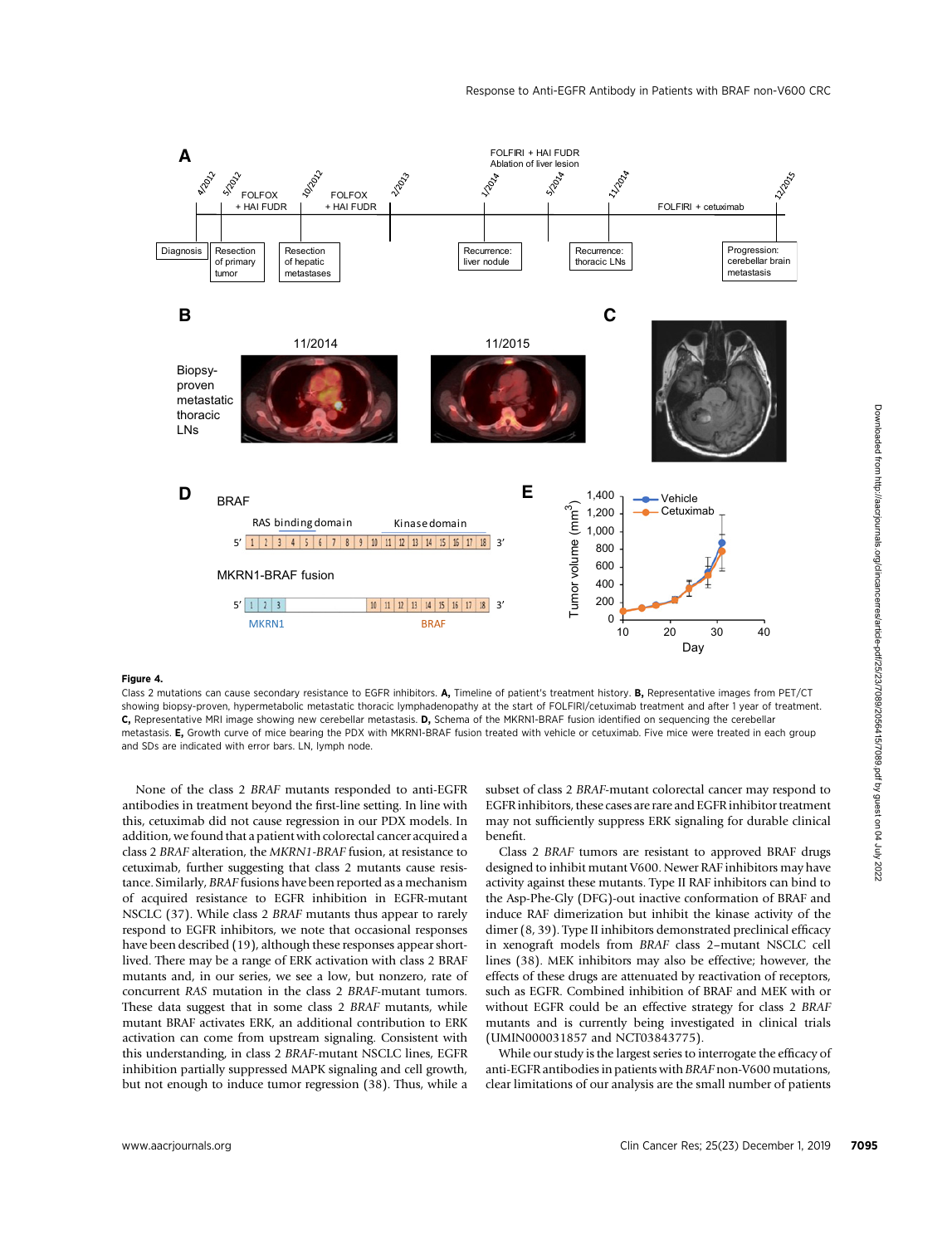**Figure 4.**

Class 2 mutations can cause secondary resistance to EGFR inhibitors. **A,** Timeline of patient's treatment history. **B,** Representative images from PET/CT showing biopsy-proven, hypermetabolic metastatic thoracic lymphadenopathy at the start of FOLFIRI/cetuximab treatment and after 1 year of treatment. **C,** Representative MRI image showing new cerebellar metastasis. **D,** Schema of the MKRN1-BRAF fusion identified on sequencing the cerebellar metastasis. **E,** Growth curve of mice bearing the PDX with MKRN1-BRAF fusion treated with vehicle or cetuximab. Five mice were treated in each group and SDs are indicated with error bars. LN, lymph node.

None of the class 2 *BRAF* mutants responded to anti-EGFR antibodies in treatment beyond the first-line setting. In line with this, cetuximab did not cause regression in our PDX models. In addition, we found that a patient with colorectal cancer acquired a class 2 *BRAF* alteration, the *MKRN1-BRAF* fusion, at resistance to cetuximab, further suggesting that class 2 mutants cause resistance. Similarly, *BRAF* fusions have been reported as a mechanism of acquired resistance to EGFR inhibition in EGFR-mutant NSCLC (37). While class 2 *BRAF* mutants thus appear to rarely respond to EGFR inhibitors, we note that occasional responses have been described (19), although these responses appear short-lived. There may be a range of ERK activation with class 2 BRAF mutants and, in our series, we see a low, but nonzero, rate of concurrent *RAS* mutation in the class 2 *BRAF*-mutant tumors. These data suggest that in some class 2 *BRAF* mutants, while mutant BRAF activates ERK, an additional contribution to ERK activation can come from upstream signaling. Consistent with this understanding, in class 2 *BRAF*-mutant NSCLC lines, EGFR inhibition partially suppressed MAPK signaling and cell growth, but not enough to induce tumor regression (38). Thus, while a subset of class 2 *BRAF*-mutant colorectal cancer may respond to EGFR inhibitors, these cases are rare and EGFR inhibitor treatment may not sufficiently suppress ERK signaling for durable clinical benefit.

Class 2 *BRAF* tumors are resistant to approved BRAF drugs designed to inhibit mutant V600. Newer RAF inhibitors may have activity against these mutants. Type II RAF inhibitors can bind to the Asp-Phe-Gly (DFG)-out inactive conformation of BRAF and induce RAF dimerization but inhibit the kinase activity of the dimer (8, 39). Type II inhibitors demonstrated preclinical efficacy in xenograft models from *BRAF* class 2–mutant NSCLC cell lines (38). MEK inhibitors may also be effective; however, the effects of these drugs are attenuated by reactivation of receptors, such as EGFR. Combined inhibition of BRAF and MEK with or without EGFR could be an effective strategy for class 2 *BRAF* mutants and is currently being investigated in clinical trials (UMIN000031857 and NCT03843775).

While our study is the largest series to interrogate the efficacy of anti-EGFR antibodies in patients with *BRAF* non-V600 mutations, clear limitations of our analysis are the small number of patients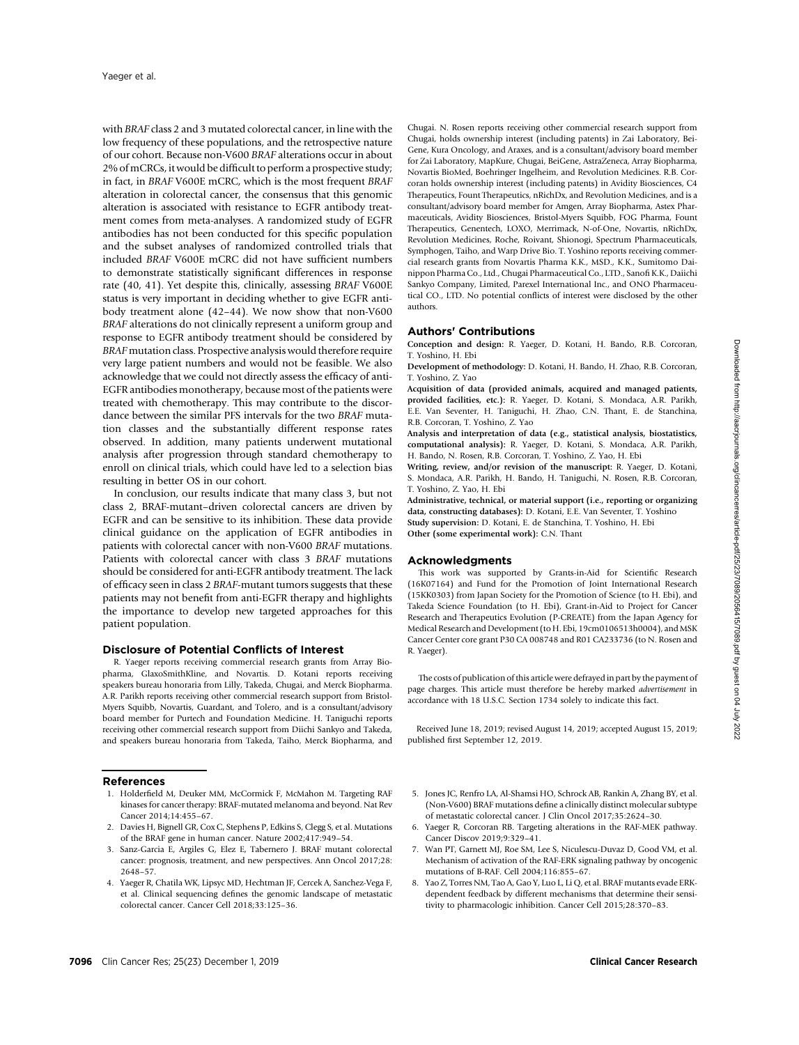with *BRAF* class 2 and 3 mutated colorectal cancer, in line with the low frequency of these populations, and the retrospective nature of our cohort. Because non-V600 *BRAF* alterations occur in about 2% of mCRCs, it would be difficult to perform a prospective study; in fact, in *BRAF* V600E mCRC, which is the most frequent *BRAF* alteration in colorectal cancer, the consensus that this genomic alteration is associated with resistance to EGFR antibody treatment comes from meta-analyses. A randomized study of EGFR antibodies has not been conducted for this specific population and the subset analyses of randomized controlled trials that included *BRAF* V600E mCRC did not have sufficient numbers to demonstrate statistically significant differences in response rate (40, 41). Yet despite this, clinically, assessing *BRAF* V600E status is very important in deciding whether to give EGFR antibody treatment alone (42–44). We now show that non-V600 *BRAF* alterations do not clinically represent a uniform group and response to EGFR antibody treatment should be considered by *BRAF* mutation class. Prospective analysis would therefore require very large patient numbers and would not be feasible. We also acknowledge that we could not directly assess the efficacy of anti-EGFR antibodies monotherapy, because most of the patients were treated with chemotherapy. This may contribute to the discordance between the similar PFS intervals for the two *BRAF* mutation classes and the substantially different response rates observed. In addition, many patients underwent mutational analysis after progression through standard chemotherapy to enroll on clinical trials, which could have led to a selection bias resulting in better OS in our cohort.

In conclusion, our results indicate that many class 3, but not class 2, BRAF-mutant–driven colorectal cancers are driven by EGFR and can be sensitive to its inhibition. These data provide clinical guidance on the application of EGFR antibodies in patients with colorectal cancer with non-V600 *BRAF* mutations. Patients with colorectal cancer with class 3 *BRAF* mutations should be considered for anti-EGFR antibody treatment. The lack of efficacy seen in class 2 *BRAF*-mutant tumors suggests that these patients may not benefit from anti-EGFR therapy and highlights the importance to develop new targeted approaches for this patient population.

## Disclosure of Potential Conflicts of Interest

R. Yaeger reports receiving commercial research grants from Array Biopharma, GlaxoSmithKline, and Novartis. D. Kotani reports receiving speakers bureau honoraria from Lilly, Takeda, Chugai, and Merck Biopharma. A.R. Parikh reports receiving other commercial research support from Bristol-Myers Squibb, Novartis, Guardant, and Tolero, and is a consultant/advisory board member for Purtech and Foundation Medicine. H. Taniguchi reports receiving other commercial research support from Diichi Sankyo and Takeda, and speakers bureau honoraria from Takeda, Taiho, Merck Biopharma, and Chugai. N. Rosen reports receiving other commercial research support from Chugai, holds ownership interest (including patents) in Zai Laboratory, BeiGene, Kura Oncology, and Araxes, and is a consultant/advisory board member for Zai Laboratory, MapKure, Chugai, BeiGene, AstraZeneca, Array Biopharma, Novartis BioMed, Boehringer Ingelheim, and Revolution Medicines. R.B. Corcoran holds ownership interest (including patents) in Avidity Biosciences, C4 Therapeutics, Fount Therapeutics, nRichDx, and Revolution Medicines, and is a consultant/advisory board member for Amgen, Array Biopharma, Astex Pharmaceuticals, Avidity Biosciences, Bristol-Myers Squibb, FOG Pharma, Fount Therapeutics, Genentech, LOXO, Merrimack, N-of-One, Novartis, nRichDx, Revolution Medicines, Roche, Roivant, Shionogi, Spectrum Pharmaceuticals, Symphogen, Taiho, and Warp Drive Bio. T. Yoshino reports receiving commercial research grants from Novartis Pharma K.K., MSD., K.K., Sumitomo Dainippon Pharma Co., Ltd., Chugai Pharmaceutical Co., LTD., Sanofi K.K., Daiichi Sankyo Company, Limited, Parexel International Inc., and ONO Pharmaceutical CO., LTD. No potential conflicts of interest were disclosed by the other authors.

## Authors' Contributions

**Conception and design:** R. Yaeger, D. Kotani, H. Bando, R.B. Corcoran, T. Yoshino, H. Ebi

**Development of methodology:** D. Kotani, H. Bando, H. Zhao, R.B. Corcoran, T. Yoshino, Z. Yao

**Acquisition of data (provided animals, acquired and managed patients, provided facilities, etc.):** R. Yaeger, D. Kotani, S. Mondaca, A.R. Parikh, E.E. Van Seventer, H. Taniguchi, H. Zhao, C.N. Thant, E. de Stanchina, R.B. Corcoran, T. Yoshino, Z. Yao

**Analysis and interpretation of data (e.g., statistical analysis, biostatistics, computational analysis):** R. Yaeger, D. Kotani, S. Mondaca, A.R. Parikh, H. Bando, N. Rosen, R.B. Corcoran, T. Yoshino, Z. Yao, H. Ebi

**Writing, review, and/or revision of the manuscript:** R. Yaeger, D. Kotani, S. Mondaca, A.R. Parikh, H. Bando, H. Taniguchi, N. Rosen, R.B. Corcoran, T. Yoshino, Z. Yao, H. Ebi

**Administrative, technical, or material support (i.e., reporting or organizing data, constructing databases):** D. Kotani, E.E. Van Seventer, T. Yoshino

**Study supervision:** D. Kotani, E. de Stanchina, T. Yoshino, H. Ebi

**Other (some experimental work):** C.N. Thant

## Acknowledgments

This work was supported by Grants-in-Aid for Scientific Research (16K07164) and Fund for the Promotion of Joint International Research (15KK0303) from Japan Society for the Promotion of Science (to H. Ebi), and Takeda Science Foundation (to H. Ebi), Grant-in-Aid to Project for Cancer Research and Therapeutics Evolution (P-CREATE) from the Japan Agency for Medical Research and Development (to H. Ebi, 19cm0106513h0004), and MSK Cancer Center core grant P30 CA 008748 and R01 CA233736 (to N. Rosen and R. Yaeger).

The costs of publication of this article were defrayed in part by the payment of page charges. This article must therefore be hereby marked *advertisement* in accordance with 18 U.S.C. Section 1734 solely to indicate this fact.

Received June 18, 2019; revised August 14, 2019; accepted August 15, 2019; published first September 12, 2019.

## References

1. Holderfield M, Deuker MM, McCormick F, McMahon M. Targeting RAF kinases for cancer therapy: BRAF-mutated melanoma and beyond. Nat Rev Cancer 2014;14:455–67.
2. Davies H, Bignell GR, Cox C, Stephens P, Edkins S, Clegg S, et al. Mutations of the BRAF gene in human cancer. Nature 2002;417:949–54.
3. Sanz-Garcia E, Argiles G, Elez E, Tabernero J. BRAF mutant colorectal cancer: prognosis, treatment, and new perspectives. Ann Oncol 2017;28: 2648–57.
4. Yaeger R, Chatila WK, Lipsyc MD, Hechtman JF, Cercek A, Sanchez-Vega F, et al. Clinical sequencing defines the genomic landscape of metastatic colorectal cancer. Cancer Cell 2018;33:125–36.
5. Jones JC, Renfro LA, Al-Shamsi HO, Schrock AB, Rankin A, Zhang BY, et al. (Non-V600) BRAF mutations define a clinically distinct molecular subtype of metastatic colorectal cancer. J Clin Oncol 2017;35:2624–30.
6. Yaeger R, Corcoran RB. Targeting alterations in the RAF-MEK pathway. Cancer Discov 2019;9:329–41.
7. Wan PT, Garnett MJ, Roe SM, Lee S, Niculescu-Duvaz D, Good VM, et al. Mechanism of activation of the RAF-ERK signaling pathway by oncogenic mutations of B-RAF. Cell 2004;116:855–67.
8. Yao Z, Torres NM, Tao A, Gao Y, Luo L, Li Q, et al. BRAF mutants evade ERK-dependent feedback by different mechanisms that determine their sensitivity to pharmacologic inhibition. Cancer Cell 2015;28:370–83.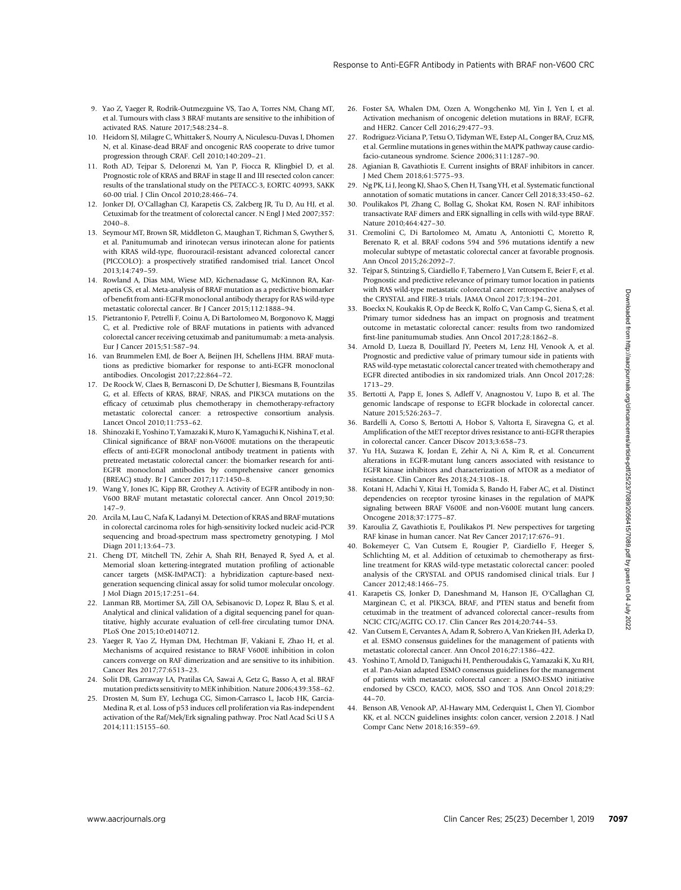9. Yao Z, Yaeger R, Rodrik-Outmezguine VS, Tao A, Torres NM, Chang MT, et al. Tumours with class 3 BRAF mutants are sensitive to the inhibition of activated RAS. Nature 2017;548:234–8.
10. Heidorn SJ, Milagre C, Whittaker S, Nourry A, Niculescu-Duvas I, Dhomen N, et al. Kinase-dead BRAF and oncogenic RAS cooperate to drive tumor progression through CRAF. Cell 2010;140:209–21.
11. Roth AD, Tejpar S, Delorenzi M, Yan P, Fiocca R, Klingbiel D, et al. Prognostic role of KRAS and BRAF in stage II and III resected colon cancer: results of the translational study on the PETACC-3, EORTC 40993, SAKK 60-00 trial. J Clin Oncol 2010;28:466–74.
12. Jonker DJ, O'Callaghan CJ, Karapetis CS, Zalcberg JR, Tu D, Au HJ, et al. Cetuximab for the treatment of colorectal cancer. N Engl J Med 2007;357: 2040–8.
13. Seymour MT, Brown SR, Middleton G, Maughan T, Richman S, Gwyther S, et al. Panitumumab and irinotecan versus irinotecan alone for patients with KRAS wild-type, fluorouracil-resistant advanced colorectal cancer (PICCOLO): a prospectively stratified randomised trial. Lancet Oncol 2013;14:749–59.
14. Rowland A, Dias MM, Wiese MD, Kichenadasse G, McKinnon RA, Karapetis CS, et al. Meta-analysis of BRAF mutation as a predictive biomarker of benefit from anti-EGFR monoclonal antibody therapy for RAS wild-type metastatic colorectal cancer. Br J Cancer 2015;112:1888–94.
15. Pietrantonio F, Petrelli F, Coinu A, Di Bartolomeo M, Borgonovo K, Maggi C, et al. Predictive role of BRAF mutations in patients with advanced colorectal cancer receiving cetuximab and panitumumab: a meta-analysis. Eur J Cancer 2015;51:587–94.
16. van Brummelen EMJ, de Boer A, Beijnen JH, Schellens JHM. BRAF mutations as predictive biomarker for response to anti-EGFR monoclonal antibodies. Oncologist 2017;22:864–72.
17. De Roock W, Claes B, Bernasconi D, De Schutter J, Biesmans B, Fountzilas G, et al. Effects of KRAS, BRAF, NRAS, and PIK3CA mutations on the efficacy of cetuximab plus chemotherapy in chemotherapy-refractory metastatic colorectal cancer: a retrospective consortium analysis. Lancet Oncol 2010;11:753–62.
18. Shinozaki E, Yoshino T, Yamazaki K, Muro K, Yamaguchi K, Nishina T, et al. Clinical significance of BRAF non-V600E mutations on the therapeutic effects of anti-EGFR monoclonal antibody treatment in patients with pretreated metastatic colorectal cancer: the biomarker research for anti-EGFR monoclonal antibodies by comprehensive cancer genomics (BREAC) study. Br J Cancer 2017;117:1450–8.
19. Wang Y, Jones JC, Kipp BR, Grothey A. Activity of EGFR antibody in non-V600 BRAF mutant metastatic colorectal cancer. Ann Oncol 2019;30: 147–9.
20. Arcila M, Lau C, Nafa K, Ladanyi M. Detection of KRAS and BRAF mutations in colorectal carcinoma roles for high-sensitivity locked nucleic acid-PCR sequencing and broad-spectrum mass spectrometry genotyping. J Mol Diagn 2011;13:64–73.
21. Cheng DT, Mitchell TN, Zehir A, Shah RH, Benayed R, Syed A, et al. Memorial sloan kettering-integrated mutation profiling of actionable cancer targets (MSK-IMPACT): a hybridization capture-based next-generation sequencing clinical assay for solid tumor molecular oncology. J Mol Diagn 2015;17:251–64.
22. Lanman RB, Mortimer SA, Zill OA, Sebisanovic D, Lopez R, Blau S, et al. Analytical and clinical validation of a digital sequencing panel for quantitative, highly accurate evaluation of cell-free circulating tumor DNA. PLoS One 2015;10:e0140712.
23. Yaeger R, Yao Z, Hyman DM, Hechtman JF, Vakiani E, Zhao H, et al. Mechanisms of acquired resistance to BRAF V600E inhibition in colon cancers converge on RAF dimerization and are sensitive to its inhibition. Cancer Res 2017;77:6513–23.
24. Solit DB, Garraway LA, Pratilas CA, Sawai A, Getz G, Basso A, et al. BRAF mutation predicts sensitivity to MEK inhibition. Nature 2006;439:358–62.
25. Drosten M, Sum EY, Lechuga CG, Simon-Carrasco L, Jacob HK, Garcia-Medina R, et al. Loss of p53 induces cell proliferation via Ras-independent activation of the Raf/Mek/Erk signaling pathway. Proc Natl Acad Sci U S A 2014;111:15155–60.
26. Foster SA, Whalen DM, Ozen A, Wongchenko MJ, Yin J, Yen I, et al. Activation mechanism of oncogenic deletion mutations in BRAF, EGFR, and HER2. Cancer Cell 2016;29:477–93.
27. Rodriguez-Viciana P, Tetsu O, Tidyman WE, Estep AL, Conger BA, Cruz MS, et al. Germline mutations in genes within the MAPK pathway cause cardio-facio-cutaneous syndrome. Science 2006;311:1287–90.
28. Agianian B, Gavathiotis E. Current insights of BRAF inhibitors in cancer. J Med Chem 2018;61:5775–93.
29. Ng PK, Li J, Jeong KJ, Shao S, Chen H, Tsang YH, et al. Systematic functional annotation of somatic mutations in cancer. Cancer Cell 2018;33:450–62.
30. Poulikakos PI, Zhang C, Bollag G, Shokat KM, Rosen N. RAF inhibitors transactivate RAF dimers and ERK signalling in cells with wild-type BRAF. Nature 2010;464:427–30.
31. Cremolini C, Di Bartolomeo M, Amatu A, Antoniotti C, Moretto R, Berenato R, et al. BRAF codons 594 and 596 mutations identify a new molecular subtype of metastatic colorectal cancer at favorable prognosis. Ann Oncol 2015;26:2092–7.
32. Tejpar S, Stintzing S, Ciardiello F, Tabernero J, Van Cutsem E, Beier F, et al. Prognostic and predictive relevance of primary tumor location in patients with RAS wild-type metastatic colorectal cancer: retrospective analyses of the CRYSTAL and FIRE-3 trials. JAMA Oncol 2017;3:194–201.
33. Boeckx N, Koukakis R, Op de Beeck K, Rolfo C, Van Camp G, Siena S, et al. Primary tumor sidedness has an impact on prognosis and treatment outcome in metastatic colorectal cancer: results from two randomized first-line panitumumab studies. Ann Oncol 2017;28:1862–8.
34. Arnold D, Lueza B, Douillard JY, Peeters M, Lenz HJ, Venook A, et al. Prognostic and predictive value of primary tumour side in patients with RAS wild-type metastatic colorectal cancer treated with chemotherapy and EGFR directed antibodies in six randomized trials. Ann Oncol 2017;28: 1713–29.
35. Bertotti A, Papp E, Jones S, Adleff V, Anagnostou V, Lupo B, et al. The genomic landscape of response to EGFR blockade in colorectal cancer. Nature 2015;526:263–7.
36. Bardelli A, Corso S, Bertotti A, Hobor S, Valtorta E, Siravegna G, et al. Amplification of the MET receptor drives resistance to anti-EGFR therapies in colorectal cancer. Cancer Discov 2013;3:658–73.
37. Yu HA, Suzawa K, Jordan E, Zehir A, Ni A, Kim R, et al. Concurrent alterations in EGFR-mutant lung cancers associated with resistance to EGFR kinase inhibitors and characterization of MTOR as a mediator of resistance. Clin Cancer Res 2018;24:3108–18.
38. Kotani H, Adachi Y, Kitai H, Tomida S, Bando H, Faber AC, et al. Distinct dependencies on receptor tyrosine kinases in the regulation of MAPK signaling between BRAF V600E and non-V600E mutant lung cancers. Oncogene 2018;37:1775–87.
39. Karoulia Z, Gavathiotis E, Poulikakos PI. New perspectives for targeting RAF kinase in human cancer. Nat Rev Cancer 2017;17:676–91.
40. Bokemeyer C, Van Cutsem E, Rougier P, Ciardiello F, Heeger S, Schlichting M, et al. Addition of cetuximab to chemotherapy as first-line treatment for KRAS wild-type metastatic colorectal cancer: pooled analysis of the CRYSTAL and OPUS randomised clinical trials. Eur J Cancer 2012;48:1466–75.
41. Karapetis CS, Jonker D, Daneshmand M, Hanson JE, O'Callaghan CJ, Marginean C, et al. PIK3CA, BRAF, and PTEN status and benefit from cetuximab in the treatment of advanced colorectal cancer–results from NCIC CTG/AGITG CO.17. Clin Cancer Res 2014;20:744–53.
42. Van Cutsem E, Cervantes A, Adam R, Sobrero A, Van Krieken JH, Aderka D, et al. ESMO consensus guidelines for the management of patients with metastatic colorectal cancer. Ann Oncol 2016;27:1386–422.
43. Yoshino T, Arnold D, Taniguchi H, Pentheroudakis G, Yamazaki K, Xu RH, et al. Pan-Asian adapted ESMO consensus guidelines for the management of patients with metastatic colorectal cancer: a JSMO-ESMO initiative endorsed by CSCO, KACO, MOS, SSO and TOS. Ann Oncol 2018;29: 44–70.
44. Benson AB, Venook AP, Al-Hawary MM, Cederquist L, Chen YJ, Ciombor KK, et al. NCCN guidelines insights: colon cancer, version 2.2018. J Natl Compr Canc Netw 2018;16:359–69.